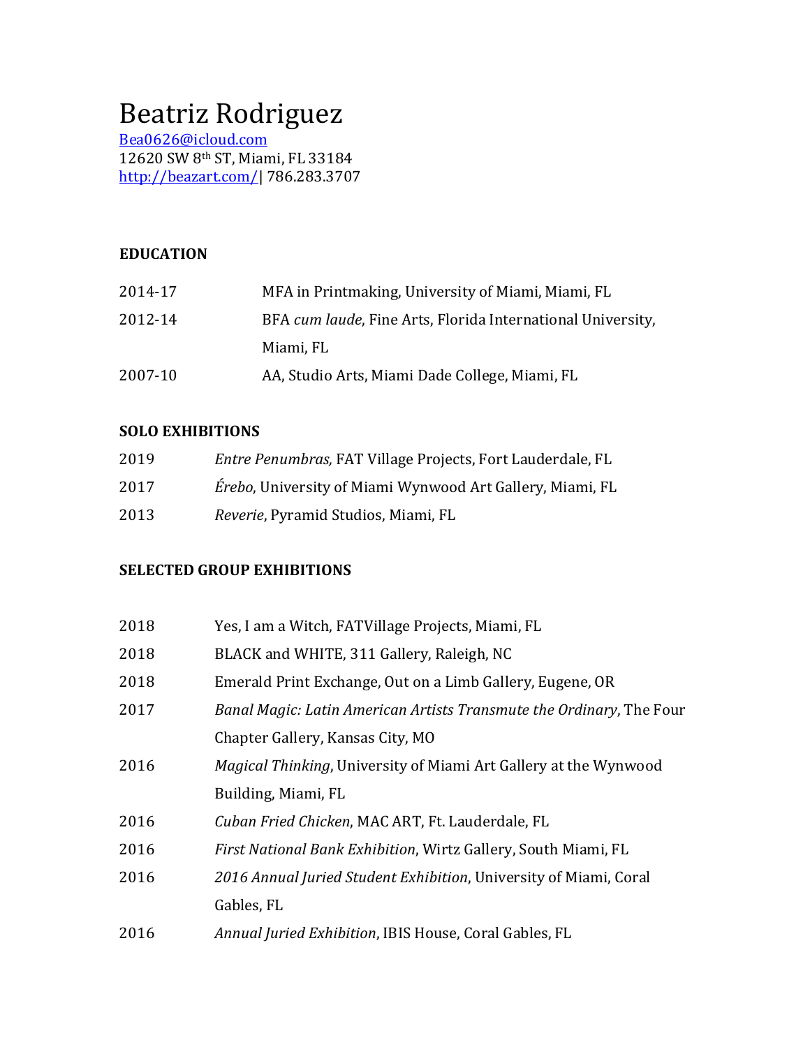# Beatriz Rodriguez

Bea0626@icloud.com
12620 SW 8th ST, Miami, FL 33184
http://beazart.com/| 786.283.3707

## EDUCATION

2014-17 MFA in Printmaking, University of Miami, Miami, FL

2012-14 BFA *cum laude*, Fine Arts, Florida International University, Miami, FL

2007-10 AA, Studio Arts, Miami Dade College, Miami, FL

## SOLO EXHIBITIONS

2019 *Entre Penumbras,* FAT Village Projects, Fort Lauderdale, FL

2017 *Érebo*, University of Miami Wynwood Art Gallery, Miami, FL

2013 *Reverie*, Pyramid Studios, Miami, FL

## SELECTED GROUP EXHIBITIONS

2018 Yes, I am a Witch, FATVillage Projects, Miami, FL

2018 BLACK and WHITE, 311 Gallery, Raleigh, NC

2018 Emerald Print Exchange, Out on a Limb Gallery, Eugene, OR

2017 *Banal Magic: Latin American Artists Transmute the Ordinary*, The Four Chapter Gallery, Kansas City, MO

2016 *Magical Thinking*, University of Miami Art Gallery at the Wynwood Building, Miami, FL

2016 *Cuban Fried Chicken*, MAC ART, Ft. Lauderdale, FL

2016 *First National Bank Exhibition*, Wirtz Gallery, South Miami, FL

2016 *2016 Annual Juried Student Exhibition*, University of Miami, Coral Gables, FL

2016 *Annual Juried Exhibition*, IBIS House, Coral Gables, FL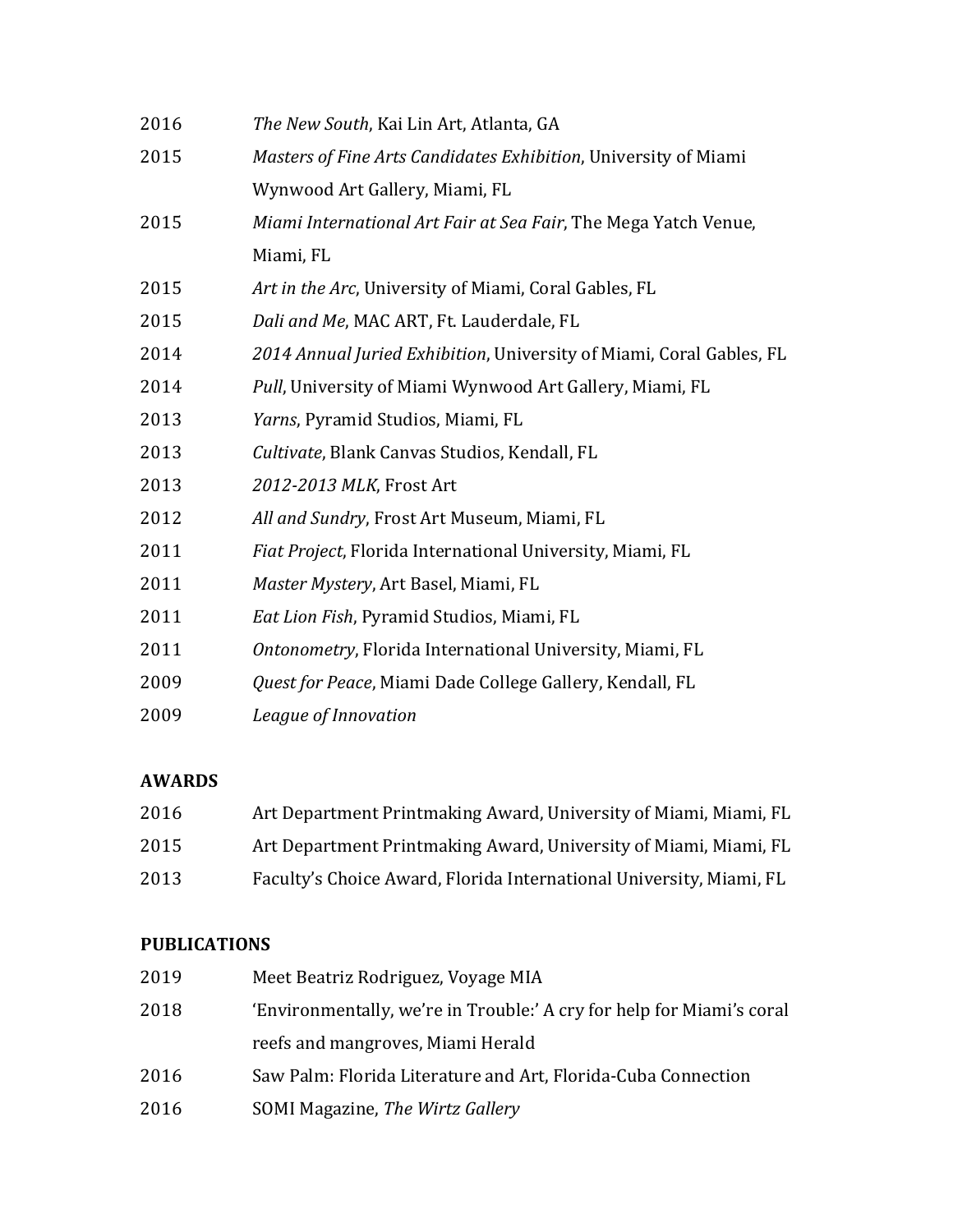2016 *The New South*, Kai Lin Art, Atlanta, GA

2015 *Masters of Fine Arts Candidates Exhibition*, University of Miami Wynwood Art Gallery, Miami, FL

2015 *Miami International Art Fair at Sea Fair*, The Mega Yatch Venue, Miami, FL

2015 *Art in the Arc*, University of Miami, Coral Gables, FL

2015 *Dali and Me*, MAC ART, Ft. Lauderdale, FL

2014 *2014 Annual Juried Exhibition*, University of Miami, Coral Gables, FL

2014 *Pull*, University of Miami Wynwood Art Gallery, Miami, FL

2013 *Yarns*, Pyramid Studios, Miami, FL

2013 *Cultivate*, Blank Canvas Studios, Kendall, FL

2013 *2012-2013 MLK*, Frost Art

2012 *All and Sundry*, Frost Art Museum, Miami, FL

2011 *Fiat Project*, Florida International University, Miami, FL

2011 *Master Mystery*, Art Basel, Miami, FL

2011 *Eat Lion Fish*, Pyramid Studios, Miami, FL

2011 *Ontonometry*, Florida International University, Miami, FL

2009 *Quest for Peace*, Miami Dade College Gallery, Kendall, FL

2009 *League of Innovation*

**AWARDS**

2016 Art Department Printmaking Award, University of Miami, Miami, FL

2015 Art Department Printmaking Award, University of Miami, Miami, FL

2013 Faculty's Choice Award, Florida International University, Miami, FL

**PUBLICATIONS**

2019 Meet Beatriz Rodriguez, Voyage MIA

2018 'Environmentally, we're in Trouble:' A cry for help for Miami's coral reefs and mangroves, Miami Herald

2016 Saw Palm: Florida Literature and Art, Florida-Cuba Connection

2016 SOMI Magazine, *The Wirtz Gallery*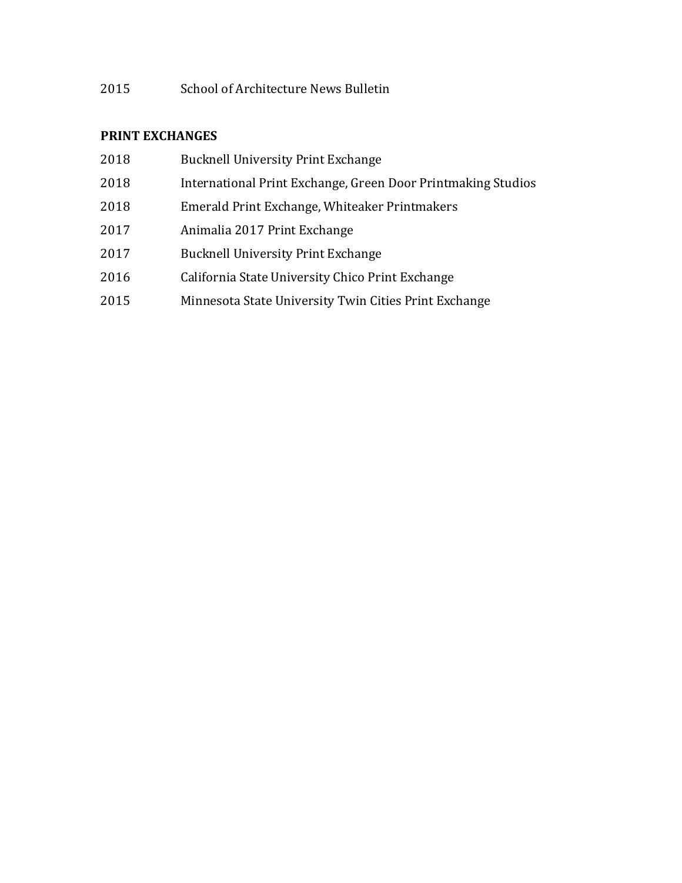2015 School of Architecture News Bulletin

**PRINT EXCHANGES**

2018 Bucknell University Print Exchange

2018 International Print Exchange, Green Door Printmaking Studios

2018 Emerald Print Exchange, Whiteaker Printmakers

2017 Animalia 2017 Print Exchange

2017 Bucknell University Print Exchange

2016 California State University Chico Print Exchange

2015 Minnesota State University Twin Cities Print Exchange